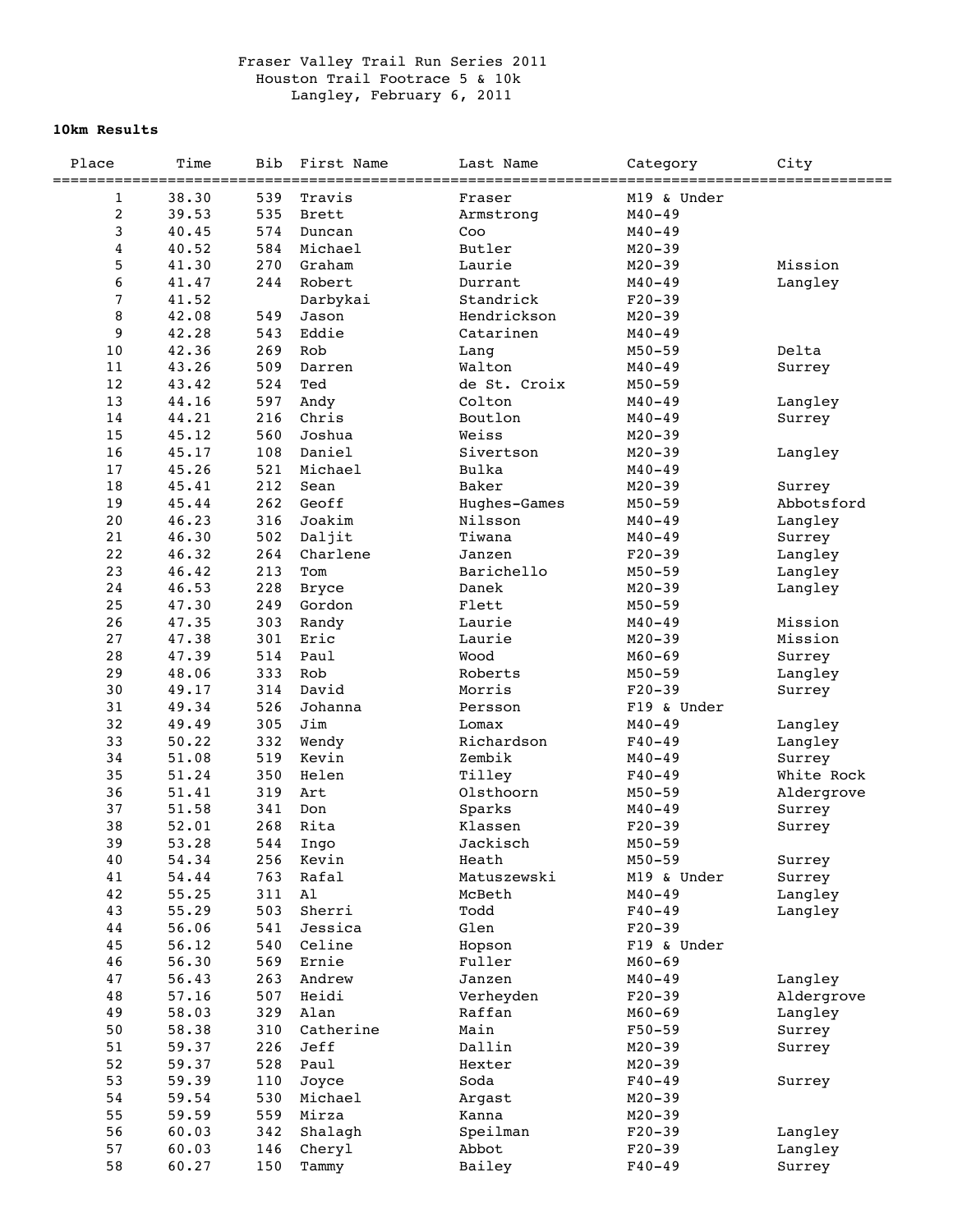Fraser Valley Trail Run Series 2011
Houston Trail Footrace 5 & 10k
Langley, February 6, 2011

**10km Results**

| Place | Time | Bib | First Name | Last Name | Category | City |
|---|---|---|---|---|---|---|
| 1 | 38.30 | 539 | Travis | Fraser | M19 & Under | |
| 2 | 39.53 | 535 | Brett | Armstrong | M40-49 | |
| 3 | 40.45 | 574 | Duncan | Coo | M40-49 | |
| 4 | 40.52 | 584 | Michael | Butler | M20-39 | |
| 5 | 41.30 | 270 | Graham | Laurie | M20-39 | Mission |
| 6 | 41.47 | 244 | Robert | Durrant | M40-49 | Langley |
| 7 | 41.52 | | Darbykai | Standrick | F20-39 | |
| 8 | 42.08 | 549 | Jason | Hendrickson | M20-39 | |
| 9 | 42.28 | 543 | Eddie | Catarinen | M40-49 | |
| 10 | 42.36 | 269 | Rob | Lang | M50-59 | Delta |
| 11 | 43.26 | 509 | Darren | Walton | M40-49 | Surrey |
| 12 | 43.42 | 524 | Ted | de St. Croix | M50-59 | |
| 13 | 44.16 | 597 | Andy | Colton | M40-49 | Langley |
| 14 | 44.21 | 216 | Chris | Boutlon | M40-49 | Surrey |
| 15 | 45.12 | 560 | Joshua | Weiss | M20-39 | |
| 16 | 45.17 | 108 | Daniel | Sivertson | M20-39 | Langley |
| 17 | 45.26 | 521 | Michael | Bulka | M40-49 | |
| 18 | 45.41 | 212 | Sean | Baker | M20-39 | Surrey |
| 19 | 45.44 | 262 | Geoff | Hughes-Games | M50-59 | Abbotsford |
| 20 | 46.23 | 316 | Joakim | Nilsson | M40-49 | Langley |
| 21 | 46.30 | 502 | Daljit | Tiwana | M40-49 | Surrey |
| 22 | 46.32 | 264 | Charlene | Janzen | F20-39 | Langley |
| 23 | 46.42 | 213 | Tom | Barichello | M50-59 | Langley |
| 24 | 46.53 | 228 | Bryce | Danek | M20-39 | Langley |
| 25 | 47.30 | 249 | Gordon | Flett | M50-59 | |
| 26 | 47.35 | 303 | Randy | Laurie | M40-49 | Mission |
| 27 | 47.38 | 301 | Eric | Laurie | M20-39 | Mission |
| 28 | 47.39 | 514 | Paul | Wood | M60-69 | Surrey |
| 29 | 48.06 | 333 | Rob | Roberts | M50-59 | Langley |
| 30 | 49.17 | 314 | David | Morris | F20-39 | Surrey |
| 31 | 49.34 | 526 | Johanna | Persson | F19 & Under | |
| 32 | 49.49 | 305 | Jim | Lomax | M40-49 | Langley |
| 33 | 50.22 | 332 | Wendy | Richardson | F40-49 | Langley |
| 34 | 51.08 | 519 | Kevin | Zembik | M40-49 | Surrey |
| 35 | 51.24 | 350 | Helen | Tilley | F40-49 | White Rock |
| 36 | 51.41 | 319 | Art | Olsthoorn | M50-59 | Aldergrove |
| 37 | 51.58 | 341 | Don | Sparks | M40-49 | Surrey |
| 38 | 52.01 | 268 | Rita | Klassen | F20-39 | Surrey |
| 39 | 53.28 | 544 | Ingo | Jackisch | M50-59 | |
| 40 | 54.34 | 256 | Kevin | Heath | M50-59 | Surrey |
| 41 | 54.44 | 763 | Rafal | Matuszewski | M19 & Under | Surrey |
| 42 | 55.25 | 311 | Al | McBeth | M40-49 | Langley |
| 43 | 55.29 | 503 | Sherri | Todd | F40-49 | Langley |
| 44 | 56.06 | 541 | Jessica | Glen | F20-39 | |
| 45 | 56.12 | 540 | Celine | Hopson | F19 & Under | |
| 46 | 56.30 | 569 | Ernie | Fuller | M60-69 | |
| 47 | 56.43 | 263 | Andrew | Janzen | M40-49 | Langley |
| 48 | 57.16 | 507 | Heidi | Verheyden | F20-39 | Aldergrove |
| 49 | 58.03 | 329 | Alan | Raffan | M60-69 | Langley |
| 50 | 58.38 | 310 | Catherine | Main | F50-59 | Surrey |
| 51 | 59.37 | 226 | Jeff | Dallin | M20-39 | Surrey |
| 52 | 59.37 | 528 | Paul | Hexter | M20-39 | |
| 53 | 59.39 | 110 | Joyce | Soda | F40-49 | Surrey |
| 54 | 59.54 | 530 | Michael | Argast | M20-39 | |
| 55 | 59.59 | 559 | Mirza | Kanna | M20-39 | |
| 56 | 60.03 | 342 | Shalagh | Speilman | F20-39 | Langley |
| 57 | 60.03 | 146 | Cheryl | Abbot | F20-39 | Langley |
| 58 | 60.27 | 150 | Tammy | Bailey | F40-49 | Surrey |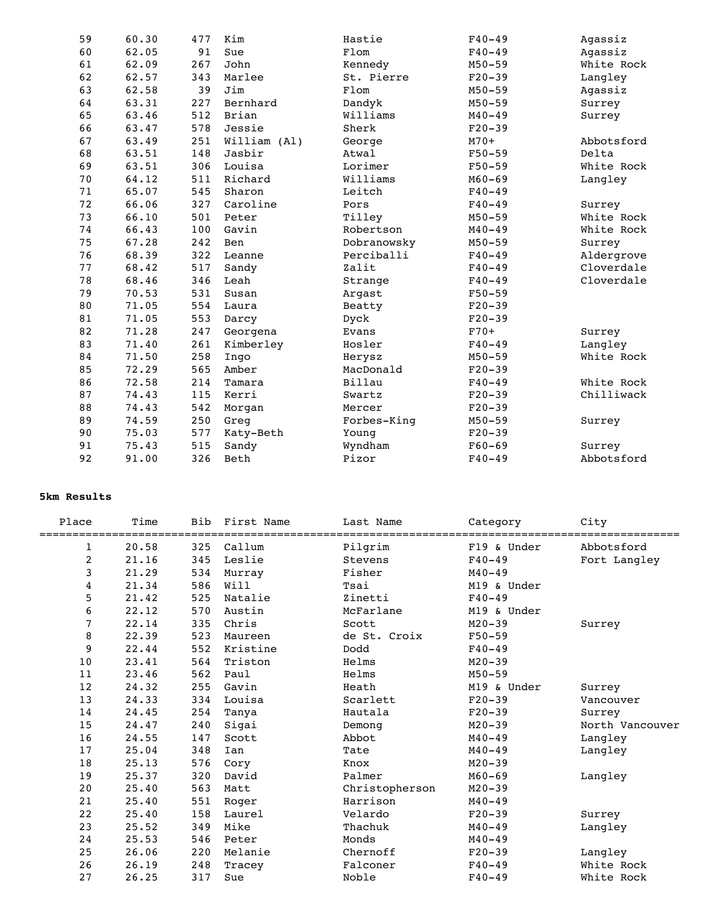| | | | | | | |
|---|---|---|---|---|---|---|
| 59 | 60.30 | 477 | Kim | Hastie | F40-49 | Agassiz |
| 60 | 62.05 | 91 | Sue | Flom | F40-49 | Agassiz |
| 61 | 62.09 | 267 | John | Kennedy | M50-59 | White Rock |
| 62 | 62.57 | 343 | Marlee | St. Pierre | F20-39 | Langley |
| 63 | 62.58 | 39 | Jim | Flom | M50-59 | Agassiz |
| 64 | 63.31 | 227 | Bernhard | Dandyk | M50-59 | Surrey |
| 65 | 63.46 | 512 | Brian | Williams | M40-49 | Surrey |
| 66 | 63.47 | 578 | Jessie | Sherk | F20-39 | |
| 67 | 63.49 | 251 | William (Al) | George | M70+ | Abbotsford |
| 68 | 63.51 | 148 | Jasbir | Atwal | F50-59 | Delta |
| 69 | 63.51 | 306 | Louisa | Lorimer | F50-59 | White Rock |
| 70 | 64.12 | 511 | Richard | Williams | M60-69 | Langley |
| 71 | 65.07 | 545 | Sharon | Leitch | F40-49 | |
| 72 | 66.06 | 327 | Caroline | Pors | F40-49 | Surrey |
| 73 | 66.10 | 501 | Peter | Tilley | M50-59 | White Rock |
| 74 | 66.43 | 100 | Gavin | Robertson | M40-49 | White Rock |
| 75 | 67.28 | 242 | Ben | Dobranowsky | M50-59 | Surrey |
| 76 | 68.39 | 322 | Leanne | Perciballi | F40-49 | Aldergrove |
| 77 | 68.42 | 517 | Sandy | Zalit | F40-49 | Cloverdale |
| 78 | 68.46 | 346 | Leah | Strange | F40-49 | Cloverdale |
| 79 | 70.53 | 531 | Susan | Argast | F50-59 | |
| 80 | 71.05 | 554 | Laura | Beatty | F20-39 | |
| 81 | 71.05 | 553 | Darcy | Dyck | F20-39 | |
| 82 | 71.28 | 247 | Georgena | Evans | F70+ | Surrey |
| 83 | 71.40 | 261 | Kimberley | Hosler | F40-49 | Langley |
| 84 | 71.50 | 258 | Ingo | Herysz | M50-59 | White Rock |
| 85 | 72.29 | 565 | Amber | MacDonald | F20-39 | |
| 86 | 72.58 | 214 | Tamara | Billau | F40-49 | White Rock |
| 87 | 74.43 | 115 | Kerri | Swartz | F20-39 | Chilliwack |
| 88 | 74.43 | 542 | Morgan | Mercer | F20-39 | |
| 89 | 74.59 | 250 | Greg | Forbes-King | M50-59 | Surrey |
| 90 | 75.03 | 577 | Katy-Beth | Young | F20-39 | |
| 91 | 75.43 | 515 | Sandy | Wyndham | F60-69 | Surrey |
| 92 | 91.00 | 326 | Beth | Pizor | F40-49 | Abbotsford |

**5km Results**

| Place | Time | Bib | First Name | Last Name | Category | City |
|---|---|---|---|---|---|---|
| 1 | 20.58 | 325 | Callum | Pilgrim | F19 & Under | Abbotsford |
| 2 | 21.16 | 345 | Leslie | Stevens | F40-49 | Fort Langley |
| 3 | 21.29 | 534 | Murray | Fisher | M40-49 | |
| 4 | 21.34 | 586 | Will | Tsai | M19 & Under | |
| 5 | 21.42 | 525 | Natalie | Zinetti | F40-49 | |
| 6 | 22.12 | 570 | Austin | McFarlane | M19 & Under | |
| 7 | 22.14 | 335 | Chris | Scott | M20-39 | Surrey |
| 8 | 22.39 | 523 | Maureen | de St. Croix | F50-59 | |
| 9 | 22.44 | 552 | Kristine | Dodd | F40-49 | |
| 10 | 23.41 | 564 | Triston | Helms | M20-39 | |
| 11 | 23.46 | 562 | Paul | Helms | M50-59 | |
| 12 | 24.32 | 255 | Gavin | Heath | M19 & Under | Surrey |
| 13 | 24.33 | 334 | Louisa | Scarlett | F20-39 | Vancouver |
| 14 | 24.45 | 254 | Tanya | Hautala | F20-39 | Surrey |
| 15 | 24.47 | 240 | Sigai | Demong | M20-39 | North Vancouver |
| 16 | 24.55 | 147 | Scott | Abbot | M40-49 | Langley |
| 17 | 25.04 | 348 | Ian | Tate | M40-49 | Langley |
| 18 | 25.13 | 576 | Cory | Knox | M20-39 | |
| 19 | 25.37 | 320 | David | Palmer | M60-69 | Langley |
| 20 | 25.40 | 563 | Matt | Christopherson | M20-39 | |
| 21 | 25.40 | 551 | Roger | Harrison | M40-49 | |
| 22 | 25.40 | 158 | Laurel | Velardo | F20-39 | Surrey |
| 23 | 25.52 | 349 | Mike | Thachuk | M40-49 | Langley |
| 24 | 25.53 | 546 | Peter | Monds | M40-49 | |
| 25 | 26.06 | 220 | Melanie | Chernoff | F20-39 | Langley |
| 26 | 26.19 | 248 | Tracey | Falconer | F40-49 | White Rock |
| 27 | 26.25 | 317 | Sue | Noble | F40-49 | White Rock |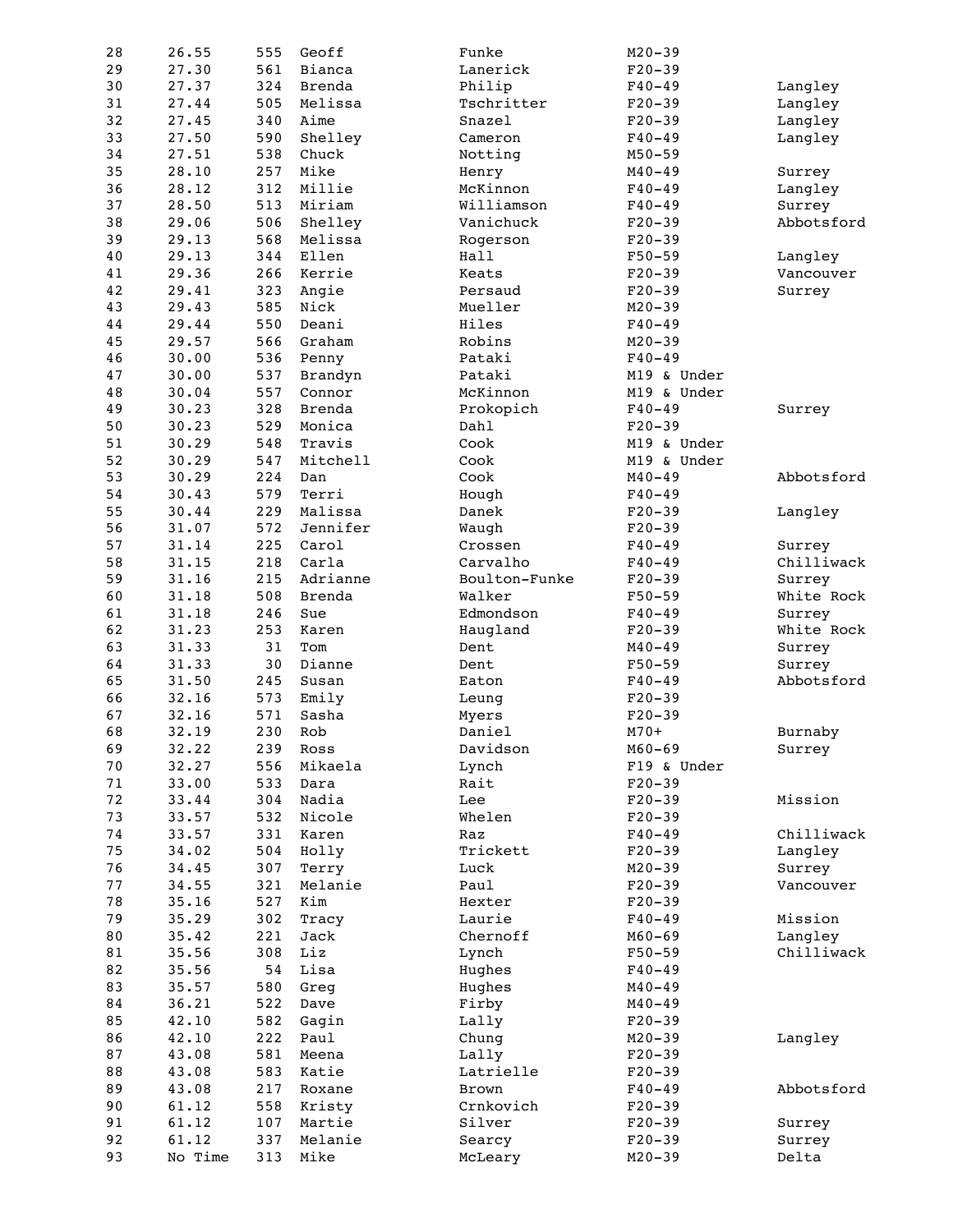| | | | | | | |
|---|---|---|---|---|---|---|
| 28 | 26.55 | 555 | Geoff | Funke | M20-39 | |
| 29 | 27.30 | 561 | Bianca | Lanerick | F20-39 | |
| 30 | 27.37 | 324 | Brenda | Philip | F40-49 | Langley |
| 31 | 27.44 | 505 | Melissa | Tschritter | F20-39 | Langley |
| 32 | 27.45 | 340 | Aime | Snazel | F20-39 | Langley |
| 33 | 27.50 | 590 | Shelley | Cameron | F40-49 | Langley |
| 34 | 27.51 | 538 | Chuck | Notting | M50-59 | |
| 35 | 28.10 | 257 | Mike | Henry | M40-49 | Surrey |
| 36 | 28.12 | 312 | Millie | McKinnon | F40-49 | Langley |
| 37 | 28.50 | 513 | Miriam | Williamson | F40-49 | Surrey |
| 38 | 29.06 | 506 | Shelley | Vanichuck | F20-39 | Abbotsford |
| 39 | 29.13 | 568 | Melissa | Rogerson | F20-39 | |
| 40 | 29.13 | 344 | Ellen | Hall | F50-59 | Langley |
| 41 | 29.36 | 266 | Kerrie | Keats | F20-39 | Vancouver |
| 42 | 29.41 | 323 | Angie | Persaud | F20-39 | Surrey |
| 43 | 29.43 | 585 | Nick | Mueller | M20-39 | |
| 44 | 29.44 | 550 | Deani | Hiles | F40-49 | |
| 45 | 29.57 | 566 | Graham | Robins | M20-39 | |
| 46 | 30.00 | 536 | Penny | Pataki | F40-49 | |
| 47 | 30.00 | 537 | Brandyn | Pataki | M19 & Under | |
| 48 | 30.04 | 557 | Connor | McKinnon | M19 & Under | |
| 49 | 30.23 | 328 | Brenda | Prokopich | F40-49 | Surrey |
| 50 | 30.23 | 529 | Monica | Dahl | F20-39 | |
| 51 | 30.29 | 548 | Travis | Cook | M19 & Under | |
| 52 | 30.29 | 547 | Mitchell | Cook | M19 & Under | |
| 53 | 30.29 | 224 | Dan | Cook | M40-49 | Abbotsford |
| 54 | 30.43 | 579 | Terri | Hough | F40-49 | |
| 55 | 30.44 | 229 | Malissa | Danek | F20-39 | Langley |
| 56 | 31.07 | 572 | Jennifer | Waugh | F20-39 | |
| 57 | 31.14 | 225 | Carol | Crossen | F40-49 | Surrey |
| 58 | 31.15 | 218 | Carla | Carvalho | F40-49 | Chilliwack |
| 59 | 31.16 | 215 | Adrianne | Boulton-Funke | F20-39 | Surrey |
| 60 | 31.18 | 508 | Brenda | Walker | F50-59 | White Rock |
| 61 | 31.18 | 246 | Sue | Edmondson | F40-49 | Surrey |
| 62 | 31.23 | 253 | Karen | Haugland | F20-39 | White Rock |
| 63 | 31.33 | 31 | Tom | Dent | M40-49 | Surrey |
| 64 | 31.33 | 30 | Dianne | Dent | F50-59 | Surrey |
| 65 | 31.50 | 245 | Susan | Eaton | F40-49 | Abbotsford |
| 66 | 32.16 | 573 | Emily | Leung | F20-39 | |
| 67 | 32.16 | 571 | Sasha | Myers | F20-39 | |
| 68 | 32.19 | 230 | Rob | Daniel | M70+ | Burnaby |
| 69 | 32.22 | 239 | Ross | Davidson | M60-69 | Surrey |
| 70 | 32.27 | 556 | Mikaela | Lynch | F19 & Under | |
| 71 | 33.00 | 533 | Dara | Rait | F20-39 | |
| 72 | 33.44 | 304 | Nadia | Lee | F20-39 | Mission |
| 73 | 33.57 | 532 | Nicole | Whelen | F20-39 | |
| 74 | 33.57 | 331 | Karen | Raz | F40-49 | Chilliwack |
| 75 | 34.02 | 504 | Holly | Trickett | F20-39 | Langley |
| 76 | 34.45 | 307 | Terry | Luck | M20-39 | Surrey |
| 77 | 34.55 | 321 | Melanie | Paul | F20-39 | Vancouver |
| 78 | 35.16 | 527 | Kim | Hexter | F20-39 | |
| 79 | 35.29 | 302 | Tracy | Laurie | F40-49 | Mission |
| 80 | 35.42 | 221 | Jack | Chernoff | M60-69 | Langley |
| 81 | 35.56 | 308 | Liz | Lynch | F50-59 | Chilliwack |
| 82 | 35.56 | 54 | Lisa | Hughes | F40-49 | |
| 83 | 35.57 | 580 | Greg | Hughes | M40-49 | |
| 84 | 36.21 | 522 | Dave | Firby | M40-49 | |
| 85 | 42.10 | 582 | Gagin | Lally | F20-39 | |
| 86 | 42.10 | 222 | Paul | Chung | M20-39 | Langley |
| 87 | 43.08 | 581 | Meena | Lally | F20-39 | |
| 88 | 43.08 | 583 | Katie | Latrielle | F20-39 | |
| 89 | 43.08 | 217 | Roxane | Brown | F40-49 | Abbotsford |
| 90 | 61.12 | 558 | Kristy | Crnkovich | F20-39 | |
| 91 | 61.12 | 107 | Martie | Silver | F20-39 | Surrey |
| 92 | 61.12 | 337 | Melanie | Searcy | F20-39 | Surrey |
| 93 | No Time | 313 | Mike | McLeary | M20-39 | Delta |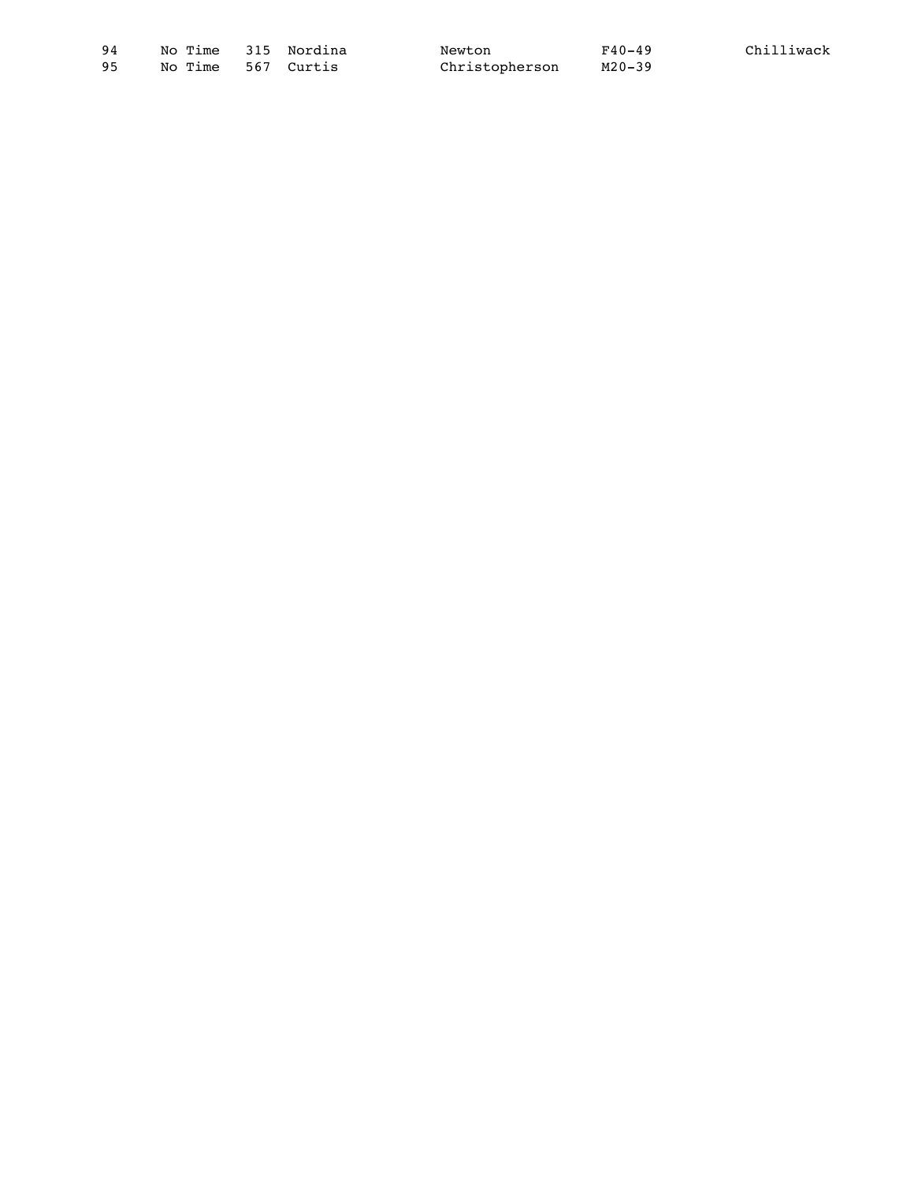| | | | | | | |
|---|---|---|---|---|---|---|
| 94 | No Time | 315 | Nordina | Newton | F40-49 | Chilliwack |
| 95 | No Time | 567 | Curtis | Christopherson | M20-39 | |